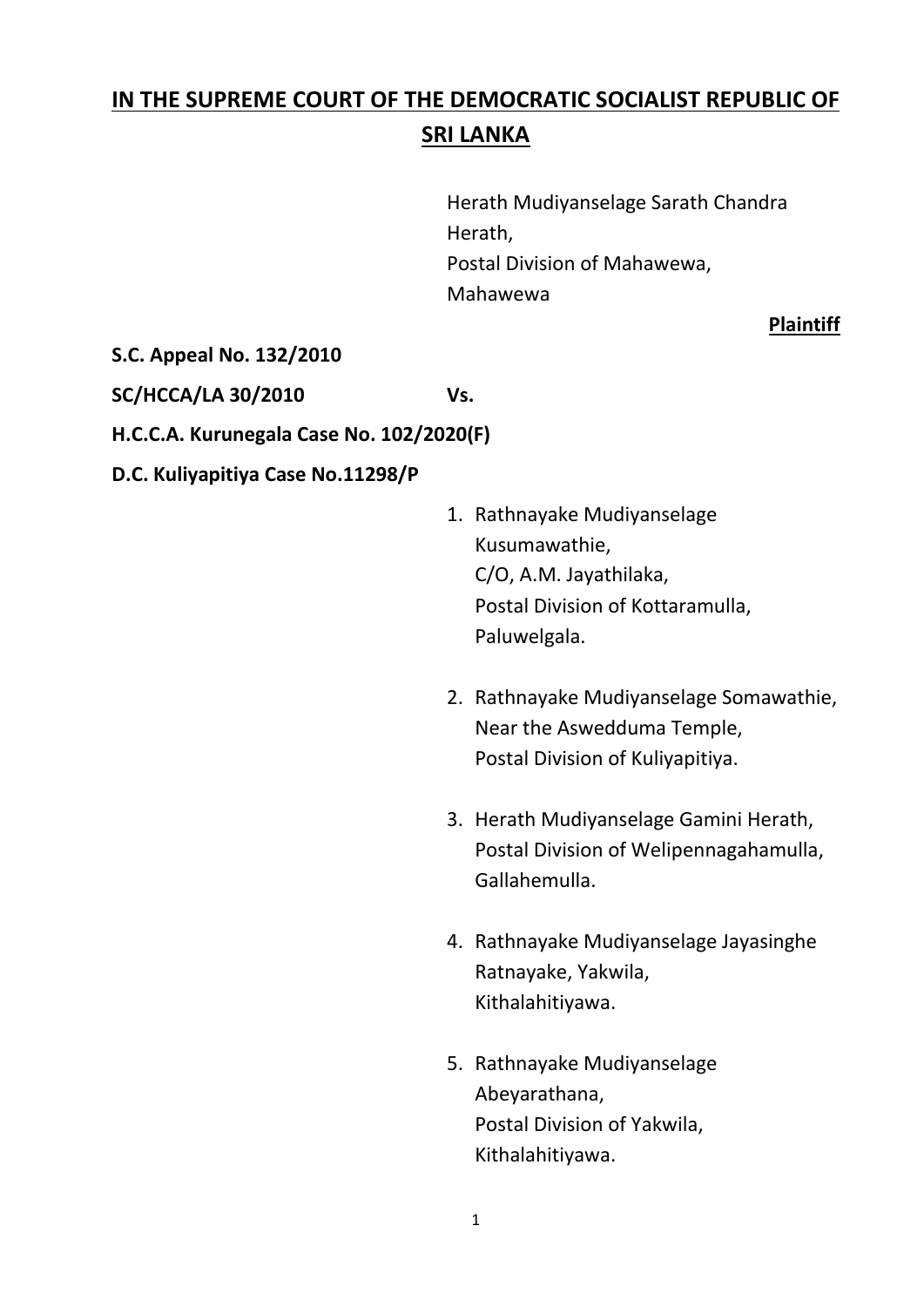# IN THE SUPREME COURT OF THE DEMOCRATIC SOCIALIST REPUBLIC OF SRI LANKA

Herath Mudiyanselage Sarath Chandra Herath,
Postal Division of Mahawewa,
Mahawewa

**Plaintiff**

**S.C. Appeal No. 132/2010**

**SC/HCCA/LA 30/2010** Vs.

**H.C.C.A. Kurunegala Case No. 102/2020(F)**

**D.C. Kuliyapitiya Case No.11298/P**

1. Rathnayake Mudiyanselage Kusumawathie,
   C/O, A.M. Jayathilaka,
   Postal Division of Kottaramulla,
   Paluwelgala.

2. Rathnayake Mudiyanselage Somawathie,
   Near the Aswedduma Temple,
   Postal Division of Kuliyapitiya.

3. Herath Mudiyanselage Gamini Herath,
   Postal Division of Welipennagahamulla,
   Gallahemulla.

4. Rathnayake Mudiyanselage Jayasinghe Ratnayake, Yakwila,
   Kithalahitiyawa.

5. Rathnayake Mudiyanselage Abeyarathana,
   Postal Division of Yakwila,
   Kithalahitiyawa.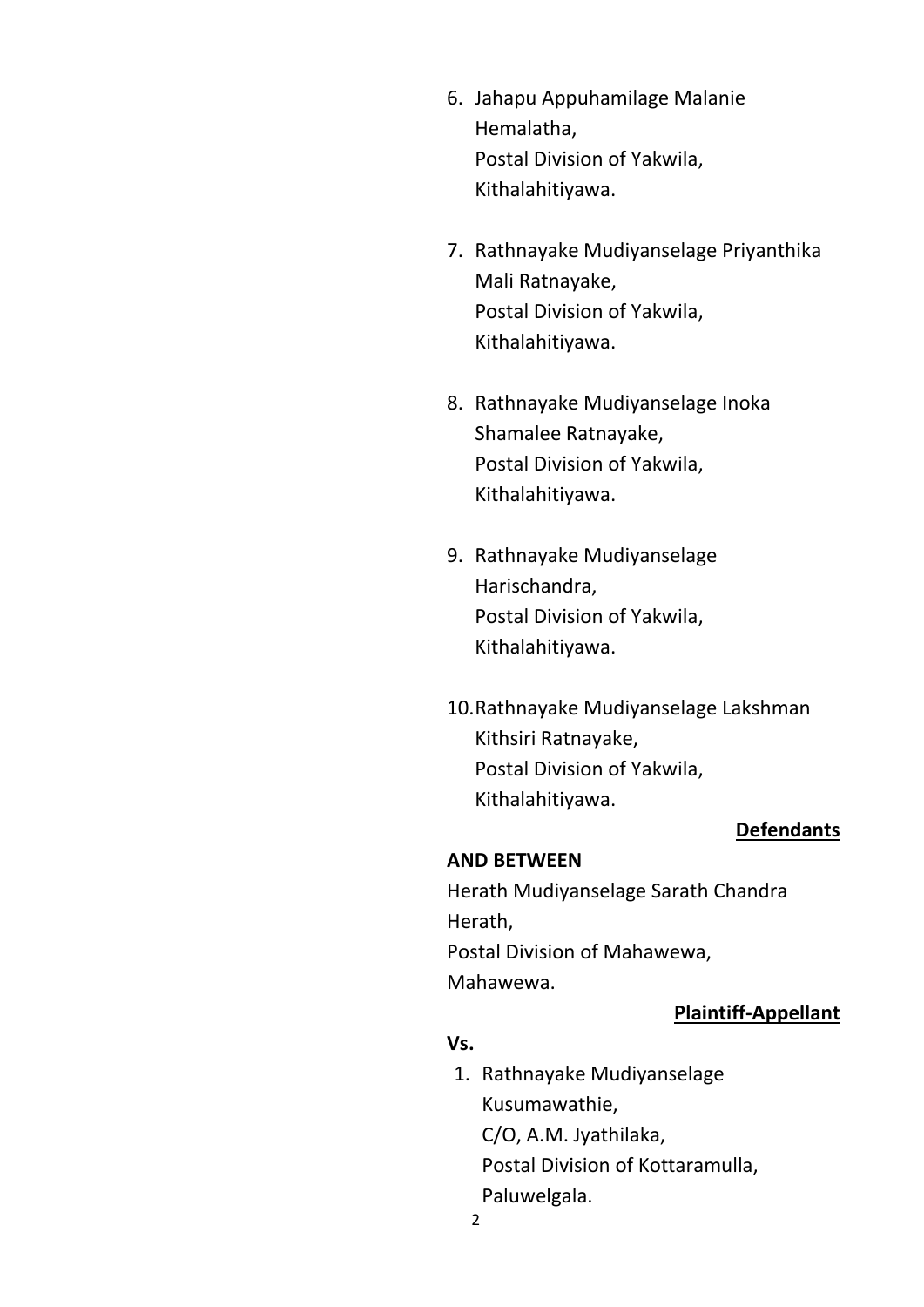6. Jahapu Appuhamilage Malanie Hemalatha,
   Postal Division of Yakwila,
   Kithalahitiyawa.

7. Rathnayake Mudiyanselage Priyanthika Mali Ratnayake,
   Postal Division of Yakwila,
   Kithalahitiyawa.

8. Rathnayake Mudiyanselage Inoka Shamalee Ratnayake,
   Postal Division of Yakwila,
   Kithalahitiyawa.

9. Rathnayake Mudiyanselage Harischandra,
   Postal Division of Yakwila,
   Kithalahitiyawa.

10. Rathnayake Mudiyanselage Lakshman Kithsiri Ratnayake,
    Postal Division of Yakwila,
    Kithalahitiyawa.

**<u>Defendants</u>**

**AND BETWEEN**

Herath Mudiyanselage Sarath Chandra Herath,
Postal Division of Mahawewa,
Mahawewa.

**<u>Plaintiff-Appellant</u>**

**Vs.**

1. Rathnayake Mudiyanselage Kusumawathie,
   C/O, A.M. Jyathilaka,
   Postal Division of Kottaramulla,
   Paluwelgala.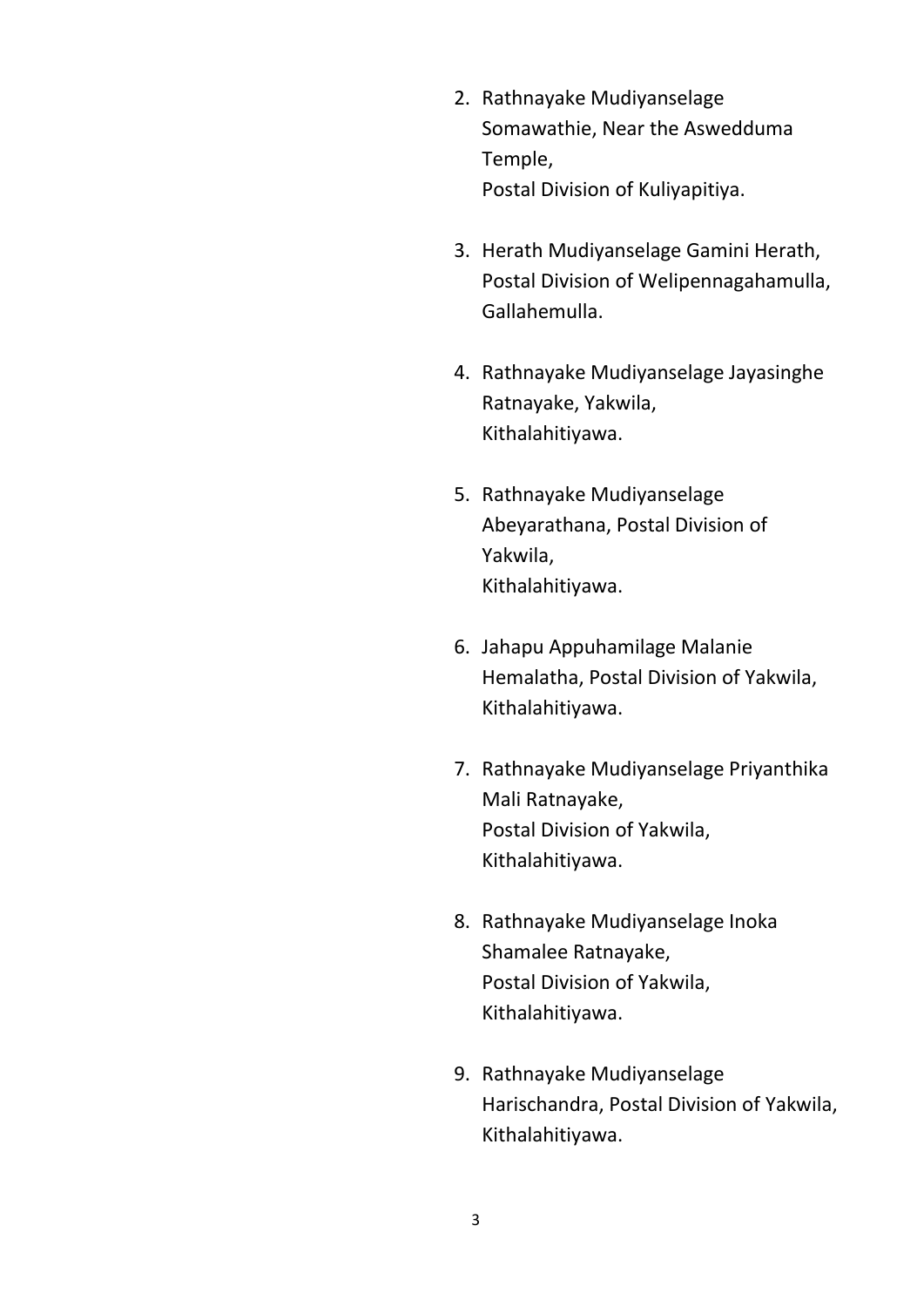2. Rathnayake Mudiyanselage Somawathie, Near the Aswedduma Temple,
   Postal Division of Kuliyapitiya.

3. Herath Mudiyanselage Gamini Herath, Postal Division of Welipennagahamulla, Gallahemulla.

4. Rathnayake Mudiyanselage Jayasinghe Ratnayake, Yakwila,
   Kithalahitiyawa.

5. Rathnayake Mudiyanselage Abeyarathana, Postal Division of Yakwila,
   Kithalahitiyawa.

6. Jahapu Appuhamilage Malanie Hemalatha, Postal Division of Yakwila, Kithalahitiyawa.

7. Rathnayake Mudiyanselage Priyanthika Mali Ratnayake,
   Postal Division of Yakwila,
   Kithalahitiyawa.

8. Rathnayake Mudiyanselage Inoka Shamalee Ratnayake,
   Postal Division of Yakwila,
   Kithalahitiyawa.

9. Rathnayake Mudiyanselage Harischandra, Postal Division of Yakwila, Kithalahitiyawa.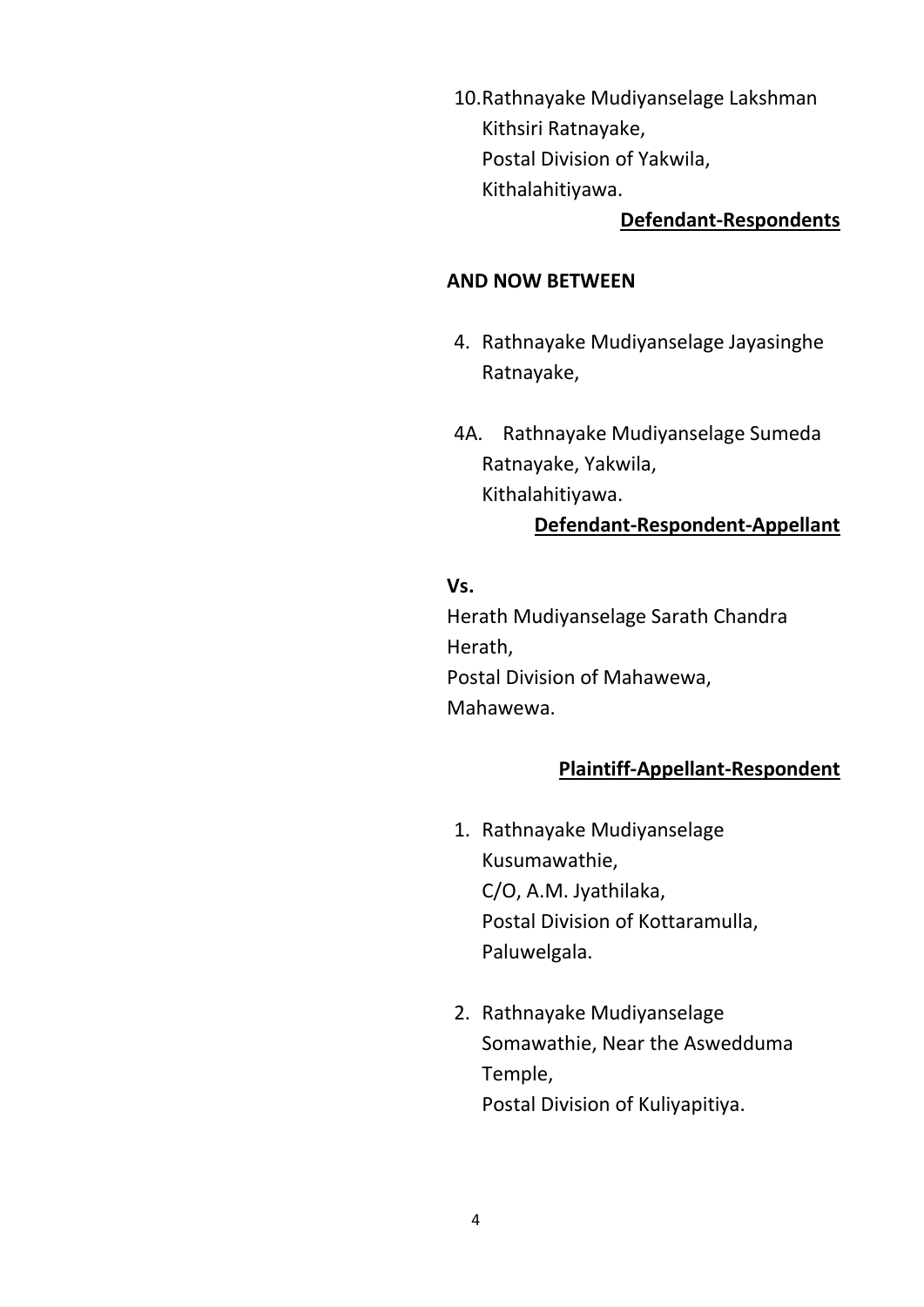10. Rathnayake Mudiyanselage Lakshman Kithsiri Ratnayake,
    Postal Division of Yakwila,
    Kithalahitiyawa.

**Defendant-Respondents**

**AND NOW BETWEEN**

4. Rathnayake Mudiyanselage Jayasinghe Ratnayake,

4A. Rathnayake Mudiyanselage Sumeda Ratnayake, Yakwila,
    Kithalahitiyawa.

**Defendant-Respondent-Appellant**

**Vs.**

Herath Mudiyanselage Sarath Chandra Herath,
Postal Division of Mahawewa,
Mahawewa.

**Plaintiff-Appellant-Respondent**

1. Rathnayake Mudiyanselage Kusumawathie,
   C/O, A.M. Jyathilaka,
   Postal Division of Kottaramulla,
   Paluwelgala.

2. Rathnayake Mudiyanselage Somawathie, Near the Aswedduma Temple,
   Postal Division of Kuliyapitiya.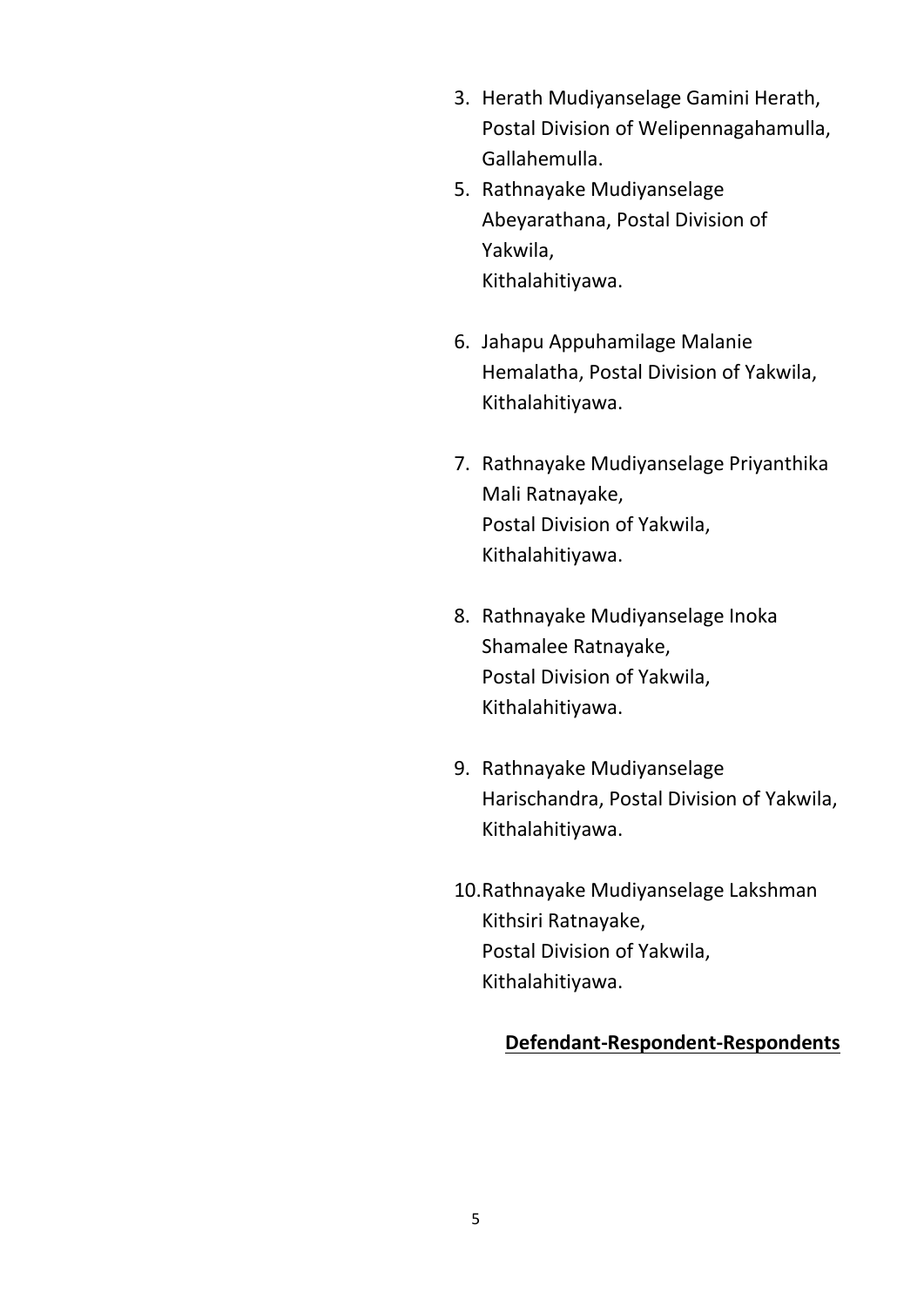3. Herath Mudiyanselage Gamini Herath,
   Postal Division of Welipennagahamulla,
   Gallahemulla.
5. Rathnayake Mudiyanselage
   Abeyarathana, Postal Division of
   Yakwila,
   Kithalahitiyawa.

6. Jahapu Appuhamilage Malanie
   Hemalatha, Postal Division of Yakwila,
   Kithalahitiyawa.

7. Rathnayake Mudiyanselage Priyanthika
   Mali Ratnayake,
   Postal Division of Yakwila,
   Kithalahitiyawa.

8. Rathnayake Mudiyanselage Inoka
   Shamalee Ratnayake,
   Postal Division of Yakwila,
   Kithalahitiyawa.

9. Rathnayake Mudiyanselage
   Harischandra, Postal Division of Yakwila,
   Kithalahitiyawa.

10. Rathnayake Mudiyanselage Lakshman
    Kithsiri Ratnayake,
    Postal Division of Yakwila,
    Kithalahitiyawa.

**<u>Defendant-Respondent-Respondents</u>**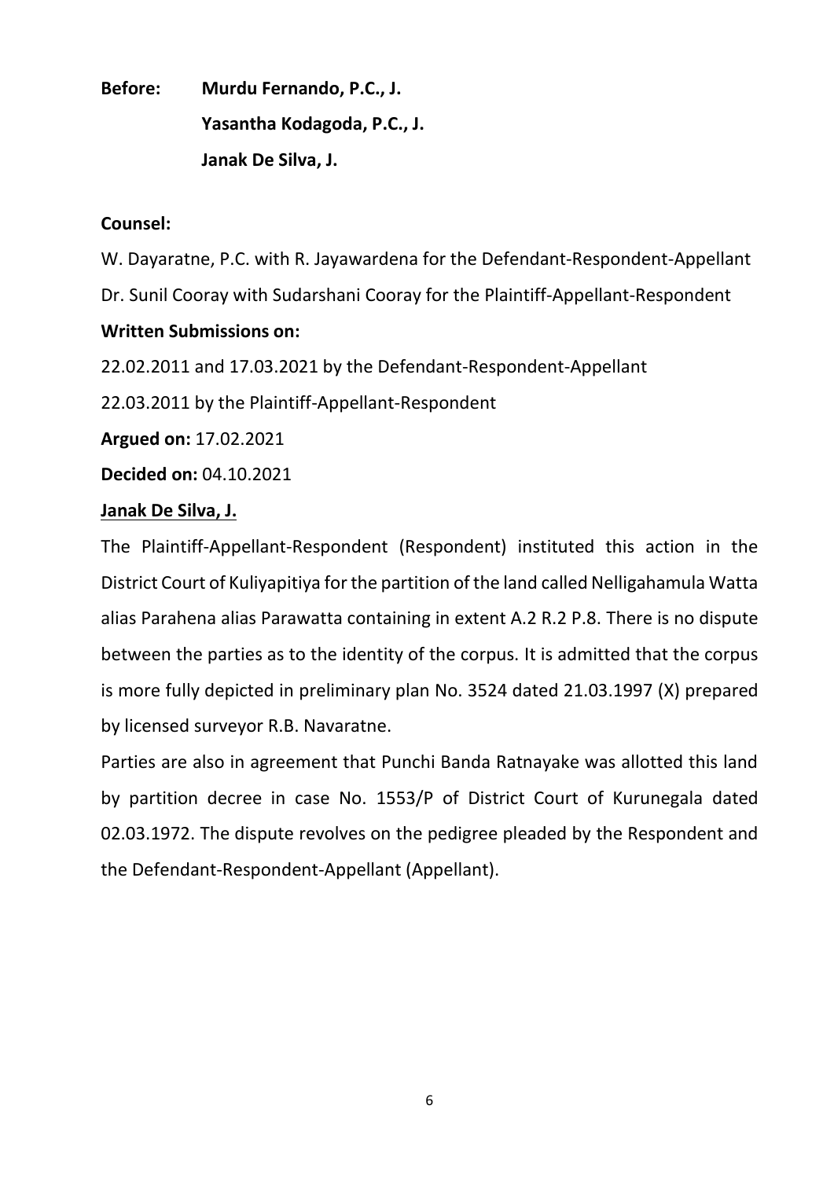**Before:** **Murdu Fernando, P.C., J.**

**Yasantha Kodagoda, P.C., J.**

**Janak De Silva, J.**

**Counsel:**

W. Dayaratne, P.C. with R. Jayawardena for the Defendant-Respondent-Appellant

Dr. Sunil Cooray with Sudarshani Cooray for the Plaintiff-Appellant-Respondent

**Written Submissions on:**

22.02.2011 and 17.03.2021 by the Defendant-Respondent-Appellant

22.03.2011 by the Plaintiff-Appellant-Respondent

**Argued on:** 17.02.2021

**Decided on:** 04.10.2021

**Janak De Silva, J.**

The Plaintiff-Appellant-Respondent (Respondent) instituted this action in the District Court of Kuliyapitiya for the partition of the land called Nelligahamula Watta alias Parahena alias Parawatta containing in extent A.2 R.2 P.8. There is no dispute between the parties as to the identity of the corpus. It is admitted that the corpus is more fully depicted in preliminary plan No. 3524 dated 21.03.1997 (X) prepared by licensed surveyor R.B. Navaratne.

Parties are also in agreement that Punchi Banda Ratnayake was allotted this land by partition decree in case No. 1553/P of District Court of Kurunegala dated 02.03.1972. The dispute revolves on the pedigree pleaded by the Respondent and the Defendant-Respondent-Appellant (Appellant).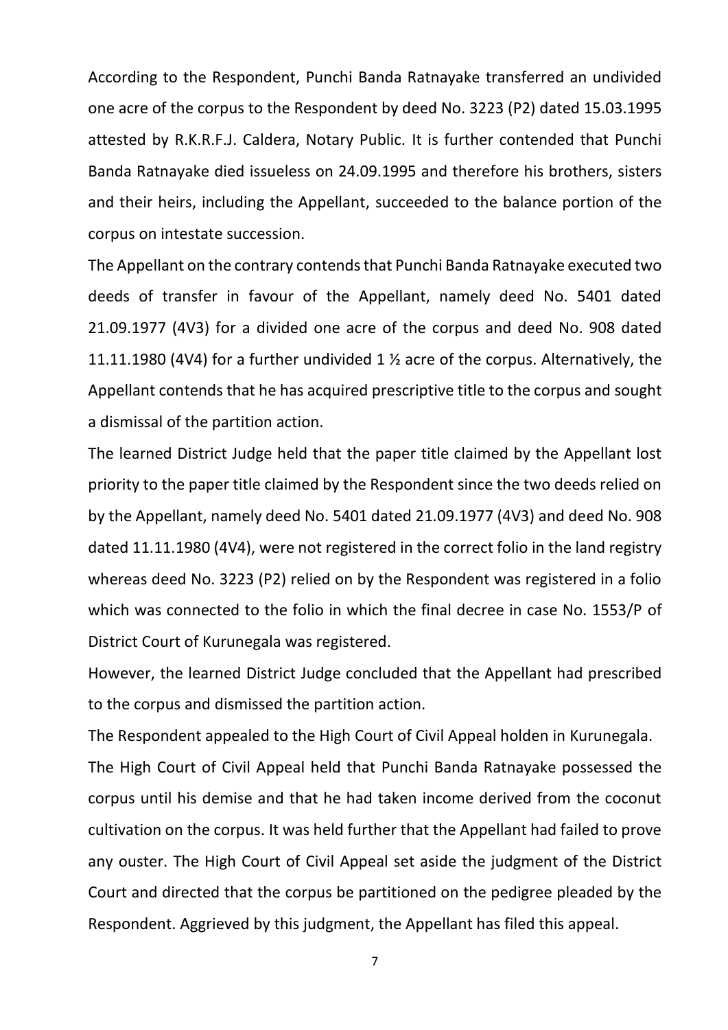According to the Respondent, Punchi Banda Ratnayake transferred an undivided one acre of the corpus to the Respondent by deed No. 3223 (P2) dated 15.03.1995 attested by R.K.R.F.J. Caldera, Notary Public. It is further contended that Punchi Banda Ratnayake died issueless on 24.09.1995 and therefore his brothers, sisters and their heirs, including the Appellant, succeeded to the balance portion of the corpus on intestate succession.

The Appellant on the contrary contends that Punchi Banda Ratnayake executed two deeds of transfer in favour of the Appellant, namely deed No. 5401 dated 21.09.1977 (4V3) for a divided one acre of the corpus and deed No. 908 dated 11.11.1980 (4V4) for a further undivided 1 ½ acre of the corpus. Alternatively, the Appellant contends that he has acquired prescriptive title to the corpus and sought a dismissal of the partition action.

The learned District Judge held that the paper title claimed by the Appellant lost priority to the paper title claimed by the Respondent since the two deeds relied on by the Appellant, namely deed No. 5401 dated 21.09.1977 (4V3) and deed No. 908 dated 11.11.1980 (4V4), were not registered in the correct folio in the land registry whereas deed No. 3223 (P2) relied on by the Respondent was registered in a folio which was connected to the folio in which the final decree in case No. 1553/P of District Court of Kurunegala was registered.

However, the learned District Judge concluded that the Appellant had prescribed to the corpus and dismissed the partition action.

The Respondent appealed to the High Court of Civil Appeal holden in Kurunegala.

The High Court of Civil Appeal held that Punchi Banda Ratnayake possessed the corpus until his demise and that he had taken income derived from the coconut cultivation on the corpus. It was held further that the Appellant had failed to prove any ouster. The High Court of Civil Appeal set aside the judgment of the District Court and directed that the corpus be partitioned on the pedigree pleaded by the Respondent. Aggrieved by this judgment, the Appellant has filed this appeal.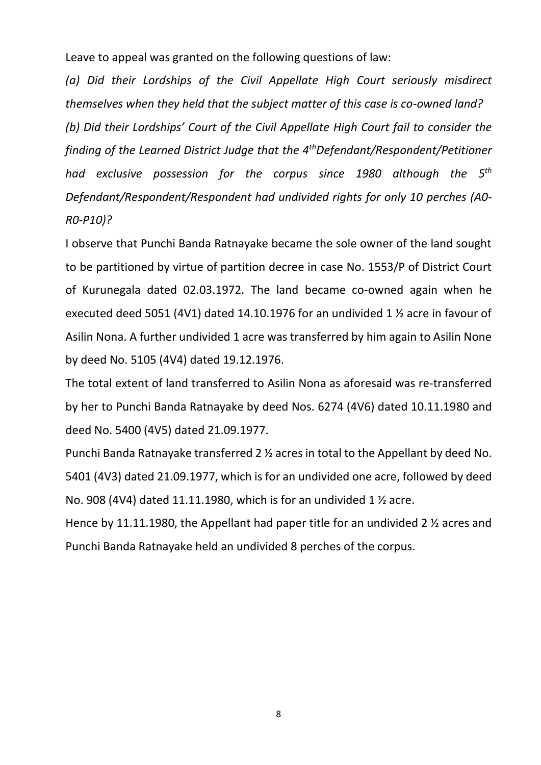Leave to appeal was granted on the following questions of law:

*(a) Did their Lordships of the Civil Appellate High Court seriously misdirect themselves when they held that the subject matter of this case is co-owned land?*

*(b) Did their Lordships' Court of the Civil Appellate High Court fail to consider the finding of the Learned District Judge that the 4th Defendant/Respondent/Petitioner had exclusive possession for the corpus since 1980 although the 5th Defendant/Respondent/Respondent had undivided rights for only 10 perches (A0-R0-P10)?*

I observe that Punchi Banda Ratnayake became the sole owner of the land sought to be partitioned by virtue of partition decree in case No. 1553/P of District Court of Kurunegala dated 02.03.1972. The land became co-owned again when he executed deed 5051 (4V1) dated 14.10.1976 for an undivided 1 ½ acre in favour of Asilin Nona. A further undivided 1 acre was transferred by him again to Asilin None by deed No. 5105 (4V4) dated 19.12.1976.

The total extent of land transferred to Asilin Nona as aforesaid was re-transferred by her to Punchi Banda Ratnayake by deed Nos. 6274 (4V6) dated 10.11.1980 and deed No. 5400 (4V5) dated 21.09.1977.

Punchi Banda Ratnayake transferred 2 ½ acres in total to the Appellant by deed No. 5401 (4V3) dated 21.09.1977, which is for an undivided one acre, followed by deed No. 908 (4V4) dated 11.11.1980, which is for an undivided 1 ½ acre.

Hence by 11.11.1980, the Appellant had paper title for an undivided 2 ½ acres and Punchi Banda Ratnayake held an undivided 8 perches of the corpus.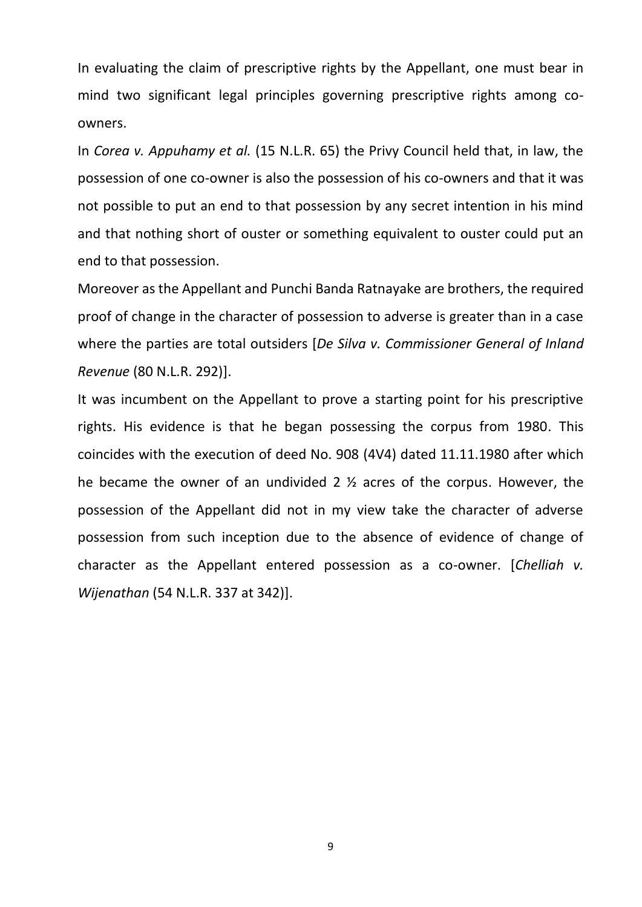In evaluating the claim of prescriptive rights by the Appellant, one must bear in mind two significant legal principles governing prescriptive rights among co-owners.

In *Corea v. Appuhamy et al.* (15 N.L.R. 65) the Privy Council held that, in law, the possession of one co-owner is also the possession of his co-owners and that it was not possible to put an end to that possession by any secret intention in his mind and that nothing short of ouster or something equivalent to ouster could put an end to that possession.

Moreover as the Appellant and Punchi Banda Ratnayake are brothers, the required proof of change in the character of possession to adverse is greater than in a case where the parties are total outsiders [*De Silva v. Commissioner General of Inland Revenue* (80 N.L.R. 292)].

It was incumbent on the Appellant to prove a starting point for his prescriptive rights. His evidence is that he began possessing the corpus from 1980. This coincides with the execution of deed No. 908 (4V4) dated 11.11.1980 after which he became the owner of an undivided 2 ½ acres of the corpus. However, the possession of the Appellant did not in my view take the character of adverse possession from such inception due to the absence of evidence of change of character as the Appellant entered possession as a co-owner. [*Chelliah v. Wijenathan* (54 N.L.R. 337 at 342)].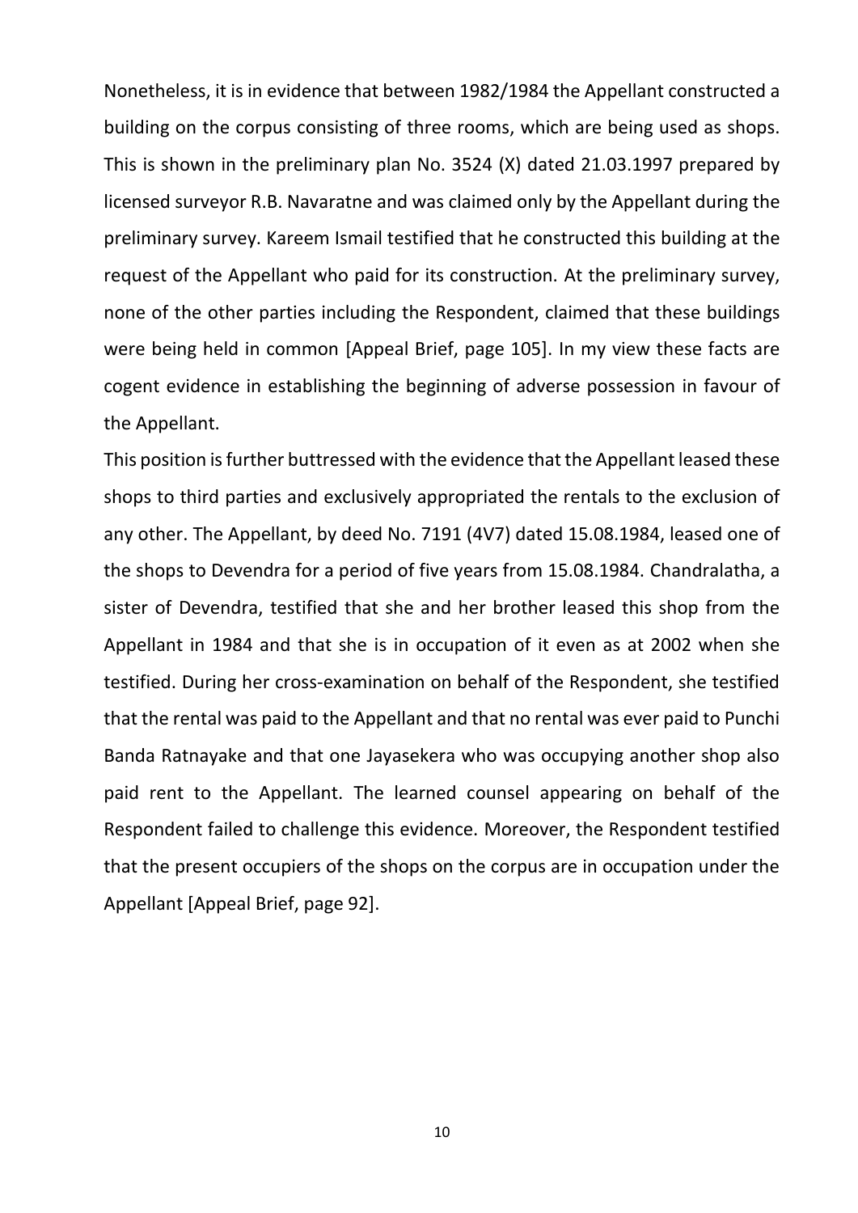Nonetheless, it is in evidence that between 1982/1984 the Appellant constructed a building on the corpus consisting of three rooms, which are being used as shops. This is shown in the preliminary plan No. 3524 (X) dated 21.03.1997 prepared by licensed surveyor R.B. Navaratne and was claimed only by the Appellant during the preliminary survey. Kareem Ismail testified that he constructed this building at the request of the Appellant who paid for its construction. At the preliminary survey, none of the other parties including the Respondent, claimed that these buildings were being held in common [Appeal Brief, page 105]. In my view these facts are cogent evidence in establishing the beginning of adverse possession in favour of the Appellant.

This position is further buttressed with the evidence that the Appellant leased these shops to third parties and exclusively appropriated the rentals to the exclusion of any other. The Appellant, by deed No. 7191 (4V7) dated 15.08.1984, leased one of the shops to Devendra for a period of five years from 15.08.1984. Chandralatha, a sister of Devendra, testified that she and her brother leased this shop from the Appellant in 1984 and that she is in occupation of it even as at 2002 when she testified. During her cross-examination on behalf of the Respondent, she testified that the rental was paid to the Appellant and that no rental was ever paid to Punchi Banda Ratnayake and that one Jayasekera who was occupying another shop also paid rent to the Appellant. The learned counsel appearing on behalf of the Respondent failed to challenge this evidence. Moreover, the Respondent testified that the present occupiers of the shops on the corpus are in occupation under the Appellant [Appeal Brief, page 92].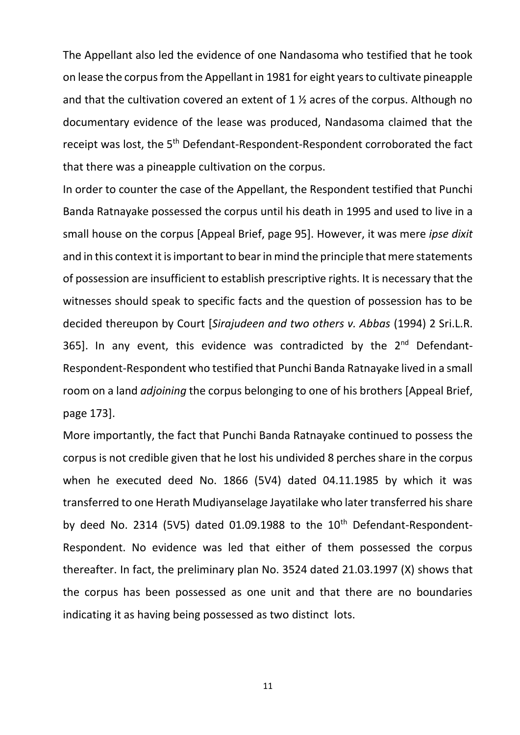The Appellant also led the evidence of one Nandasoma who testified that he took on lease the corpus from the Appellant in 1981 for eight years to cultivate pineapple and that the cultivation covered an extent of 1 ½ acres of the corpus. Although no documentary evidence of the lease was produced, Nandasoma claimed that the receipt was lost, the 5th Defendant-Respondent-Respondent corroborated the fact that there was a pineapple cultivation on the corpus.

In order to counter the case of the Appellant, the Respondent testified that Punchi Banda Ratnayake possessed the corpus until his death in 1995 and used to live in a small house on the corpus [Appeal Brief, page 95]. However, it was mere *ipse dixit* and in this context it is important to bear in mind the principle that mere statements of possession are insufficient to establish prescriptive rights. It is necessary that the witnesses should speak to specific facts and the question of possession has to be decided thereupon by Court [*Sirajudeen and two others v. Abbas* (1994) 2 Sri.L.R. 365]. In any event, this evidence was contradicted by the 2nd Defendant-Respondent-Respondent who testified that Punchi Banda Ratnayake lived in a small room on a land *adjoining* the corpus belonging to one of his brothers [Appeal Brief, page 173].

More importantly, the fact that Punchi Banda Ratnayake continued to possess the corpus is not credible given that he lost his undivided 8 perches share in the corpus when he executed deed No. 1866 (5V4) dated 04.11.1985 by which it was transferred to one Herath Mudiyanselage Jayatilake who later transferred his share by deed No. 2314 (5V5) dated 01.09.1988 to the 10th Defendant-Respondent-Respondent. No evidence was led that either of them possessed the corpus thereafter. In fact, the preliminary plan No. 3524 dated 21.03.1997 (X) shows that the corpus has been possessed as one unit and that there are no boundaries indicating it as having being possessed as two distinct lots.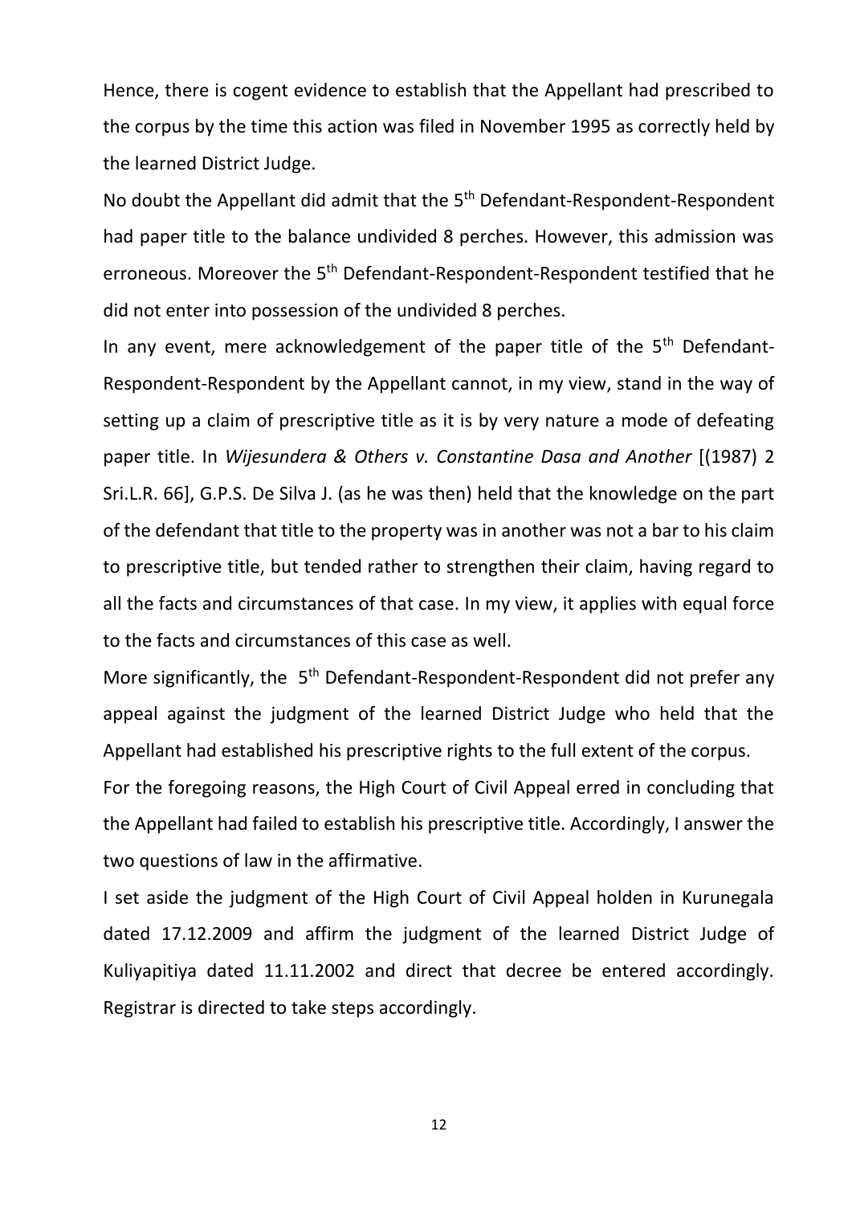Hence, there is cogent evidence to establish that the Appellant had prescribed to the corpus by the time this action was filed in November 1995 as correctly held by the learned District Judge.

No doubt the Appellant did admit that the 5th Defendant-Respondent-Respondent had paper title to the balance undivided 8 perches. However, this admission was erroneous. Moreover the 5th Defendant-Respondent-Respondent testified that he did not enter into possession of the undivided 8 perches.

In any event, mere acknowledgement of the paper title of the 5th Defendant-Respondent-Respondent by the Appellant cannot, in my view, stand in the way of setting up a claim of prescriptive title as it is by very nature a mode of defeating paper title. In *Wijesundera & Others v. Constantine Dasa and Another* [(1987) 2 Sri.L.R. 66], G.P.S. De Silva J. (as he was then) held that the knowledge on the part of the defendant that title to the property was in another was not a bar to his claim to prescriptive title, but tended rather to strengthen their claim, having regard to all the facts and circumstances of that case. In my view, it applies with equal force to the facts and circumstances of this case as well.

More significantly, the 5th Defendant-Respondent-Respondent did not prefer any appeal against the judgment of the learned District Judge who held that the Appellant had established his prescriptive rights to the full extent of the corpus.

For the foregoing reasons, the High Court of Civil Appeal erred in concluding that the Appellant had failed to establish his prescriptive title. Accordingly, I answer the two questions of law in the affirmative.

I set aside the judgment of the High Court of Civil Appeal holden in Kurunegala dated 17.12.2009 and affirm the judgment of the learned District Judge of Kuliyapitiya dated 11.11.2002 and direct that decree be entered accordingly. Registrar is directed to take steps accordingly.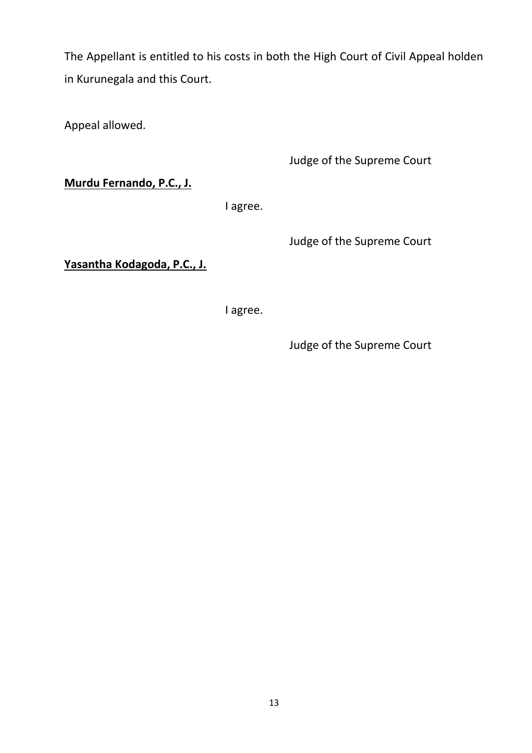The Appellant is entitled to his costs in both the High Court of Civil Appeal holden in Kurunegala and this Court.

Appeal allowed.

Judge of the Supreme Court

**<u>Murdu Fernando, P.C., J.</u>**

I agree.

Judge of the Supreme Court

**<u>Yasantha Kodagoda, P.C., J.</u>**

I agree.

Judge of the Supreme Court